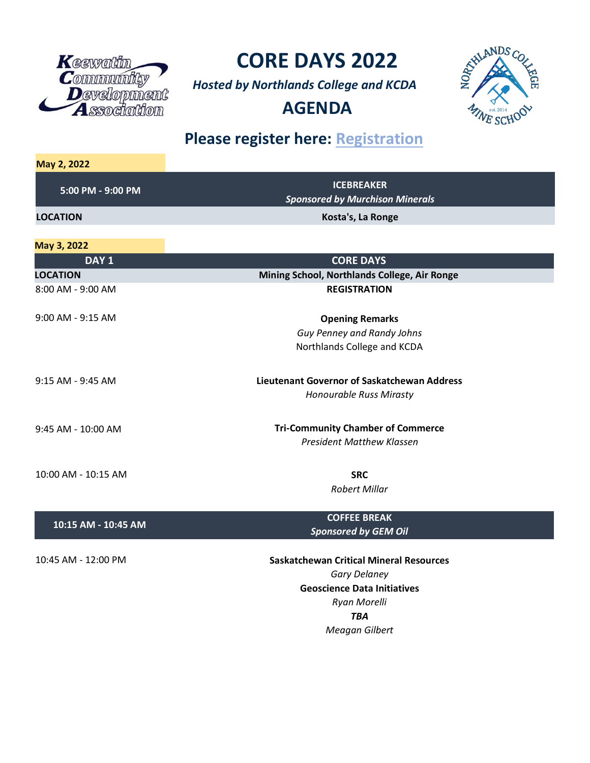# CORE DAYS 2022

***Hosted by Northlands College and KCDA***

## AGENDA

## Please register here: Registration

**May 2, 2022**

| | |
|---|---|
| **5:00 PM - 9:00 PM** | **ICEBREAKER**<br>***Sponsored by Murchison Minerals*** |
| **LOCATION** | **Kosta's, La Ronge** |

**May 3, 2022**

| | |
|---|---|
| **DAY 1** | **CORE DAYS** |
| **LOCATION** | **Mining School, Northlands College, Air Ronge** |
| 8:00 AM - 9:00 AM | **REGISTRATION** |
| 9:00 AM - 9:15 AM | **Opening Remarks**<br>*Guy Penney and Randy Johns*<br>Northlands College and KCDA |
| 9:15 AM - 9:45 AM | **Lieutenant Governor of Saskatchewan Address**<br>*Honourable Russ Mirasty* |
| 9:45 AM - 10:00 AM | **Tri-Community Chamber of Commerce**<br>*President Matthew Klassen* |
| 10:00 AM - 10:15 AM | **SRC**<br>*Robert Millar* |
| **10:15 AM - 10:45 AM** | **COFFEE BREAK**<br>***Sponsored by GEM Oil*** |
| 10:45 AM - 12:00 PM | **Saskatchewan Critical Mineral Resources**<br>*Gary Delaney*<br>**Geoscience Data Initiatives**<br>*Ryan Morelli*<br>***TBA***<br>*Meagan Gilbert* |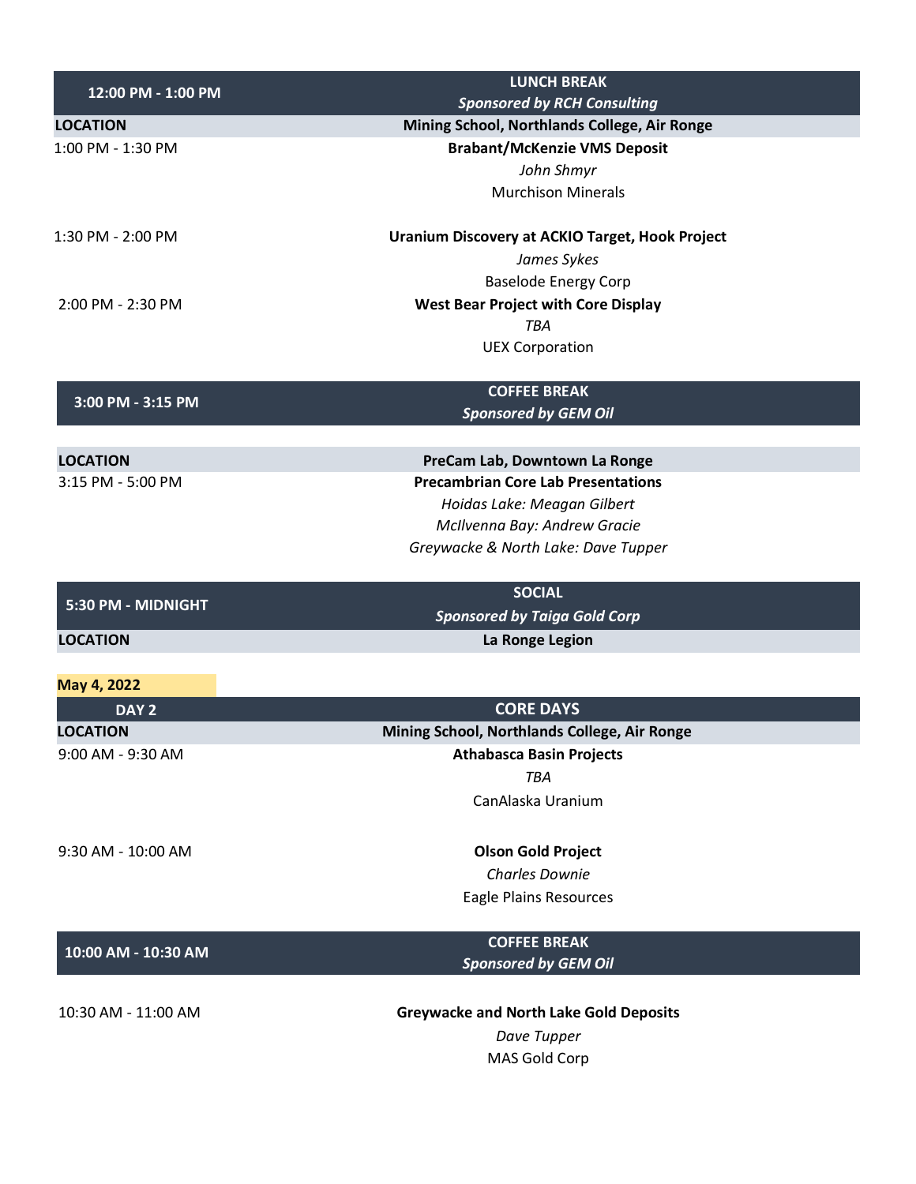| | |
|---|---|
| **12:00 PM - 1:00 PM** | **LUNCH BREAK**<br>***Sponsored by RCH Consulting*** |
| **LOCATION** | **Mining School, Northlands College, Air Ronge** |
| 1:00 PM - 1:30 PM | **Brabant/McKenzie VMS Deposit**<br>*John Shmyr*<br>Murchison Minerals |
| 1:30 PM - 2:00 PM | **Uranium Discovery at ACKIO Target, Hook Project**<br>*James Sykes*<br>Baselode Energy Corp |
| 2:00 PM - 2:30 PM | **West Bear Project with Core Display**<br>*TBA*<br>UEX Corporation |
| **3:00 PM - 3:15 PM** | **COFFEE BREAK**<br>***Sponsored by GEM Oil*** |
| **LOCATION** | **PreCam Lab, Downtown La Ronge** |
| 3:15 PM - 5:00 PM | **Precambrian Core Lab Presentations**<br>*Hoidas Lake: Meagan Gilbert*<br>*McIlvenna Bay: Andrew Gracie*<br>*Greywacke & North Lake: Dave Tupper* |
| **5:30 PM - MIDNIGHT** | **SOCIAL**<br>***Sponsored by Taiga Gold Corp*** |
| **LOCATION** | **La Ronge Legion** |

**May 4, 2022**

| | |
|---|---|
| **DAY 2** | **CORE DAYS** |
| **LOCATION** | **Mining School, Northlands College, Air Ronge** |
| 9:00 AM - 9:30 AM | **Athabasca Basin Projects**<br>*TBA*<br>CanAlaska Uranium |
| 9:30 AM - 10:00 AM | **Olson Gold Project**<br>*Charles Downie*<br>Eagle Plains Resources |
| **10:00 AM - 10:30 AM** | **COFFEE BREAK**<br>***Sponsored by GEM Oil*** |
| 10:30 AM - 11:00 AM | **Greywacke and North Lake Gold Deposits**<br>*Dave Tupper*<br>MAS Gold Corp |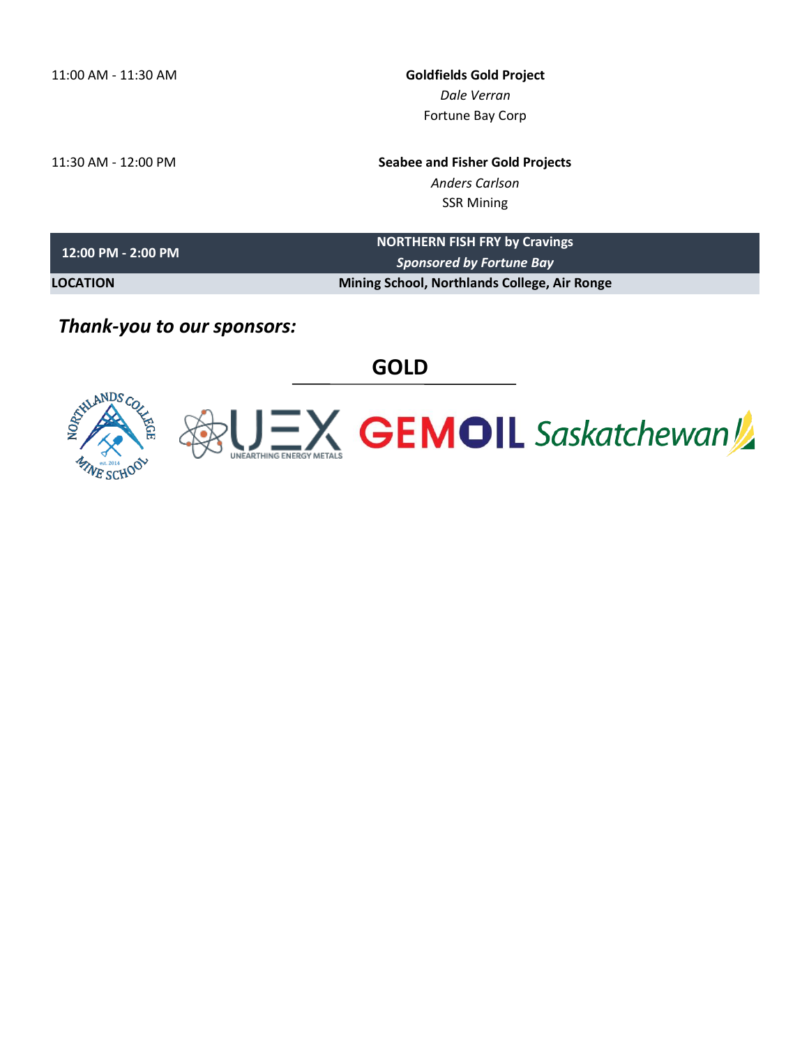| | |
|---|---|
| 11:00 AM - 11:30 AM | **Goldfields Gold Project**<br>*Dale Verran*<br>Fortune Bay Corp |
| 11:30 AM - 12:00 PM | **Seabee and Fisher Gold Projects**<br>*Anders Carlson*<br>SSR Mining |
| **12:00 PM - 2:00 PM** | **NORTHERN FISH FRY by Cravings**<br>***Sponsored by Fortune Bay*** |
| **LOCATION** | **Mining School, Northlands College, Air Ronge** |

***Thank-you to our sponsors:***

## GOLD

NORTHLANDS COLLEGE MINE SCHOOL est. 2014

UEX UNEARTHING ENERGY METALS

GEMOIL

Saskatchewan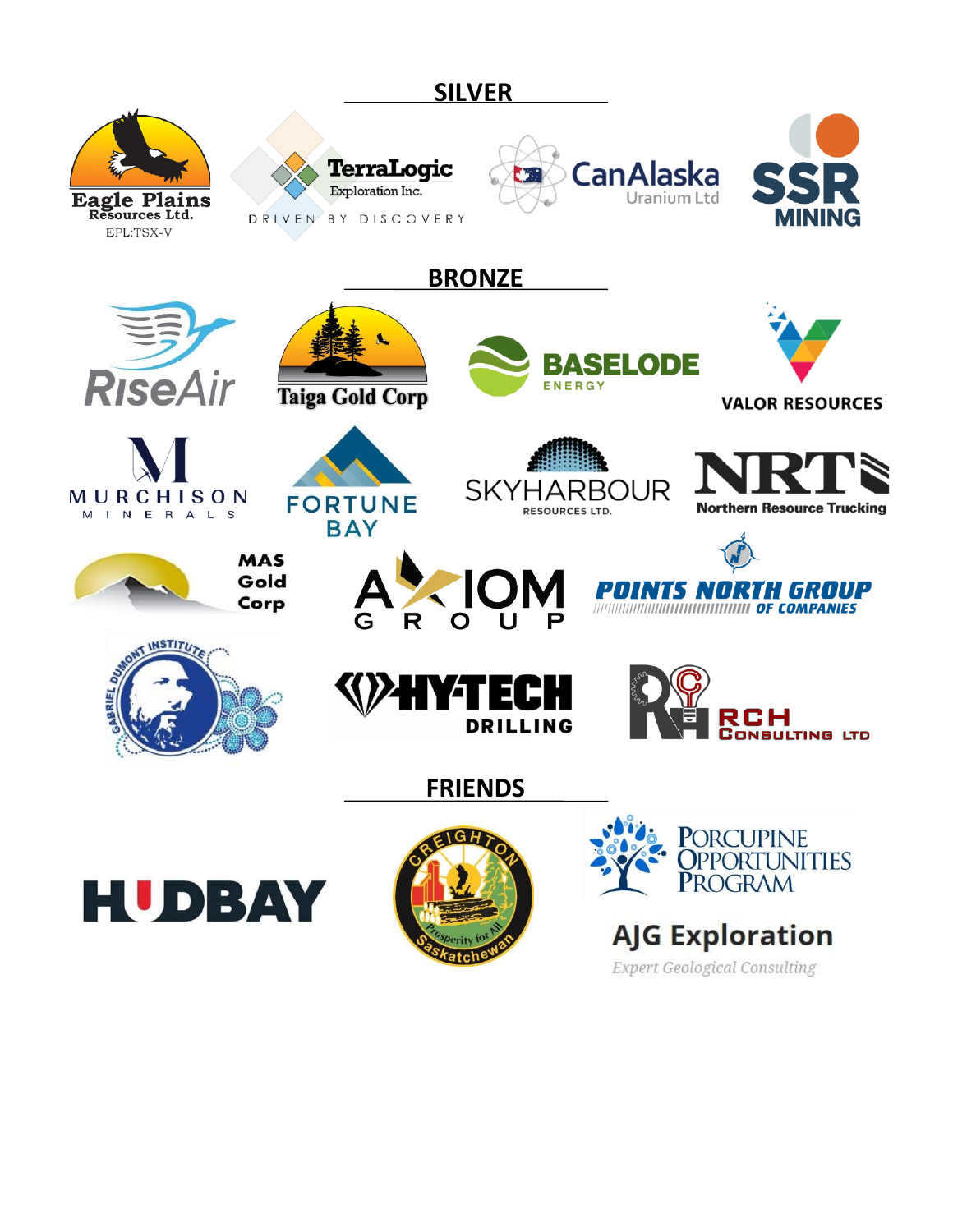## SILVER

Eagle Plains Resources Ltd.
EPL:TSX-V

TerraLogic Exploration Inc.
DRIVEN BY DISCOVERY

CanAlaska Uranium Ltd

SSR MINING

## BRONZE

RiseAir

Taiga Gold Corp

BASELODE ENERGY

VALOR RESOURCES

MURCHISON MINERALS

FORTUNE BAY

SKYHARBOUR RESOURCES LTD.

NRT Northern Resource Trucking

MAS Gold Corp

AXIOM GROUP

POINTS NORTH GROUP OF COMPANIES

GABRIEL DUMONT INSTITUTE

HY-TECH DRILLING

RCH CONSULTING LTD

## FRIENDS

HUDBAY

CREIGHTON Prosperity for All Saskatchewan

PORCUPINE OPPORTUNITIES PROGRAM

AJG Exploration
Expert Geological Consulting